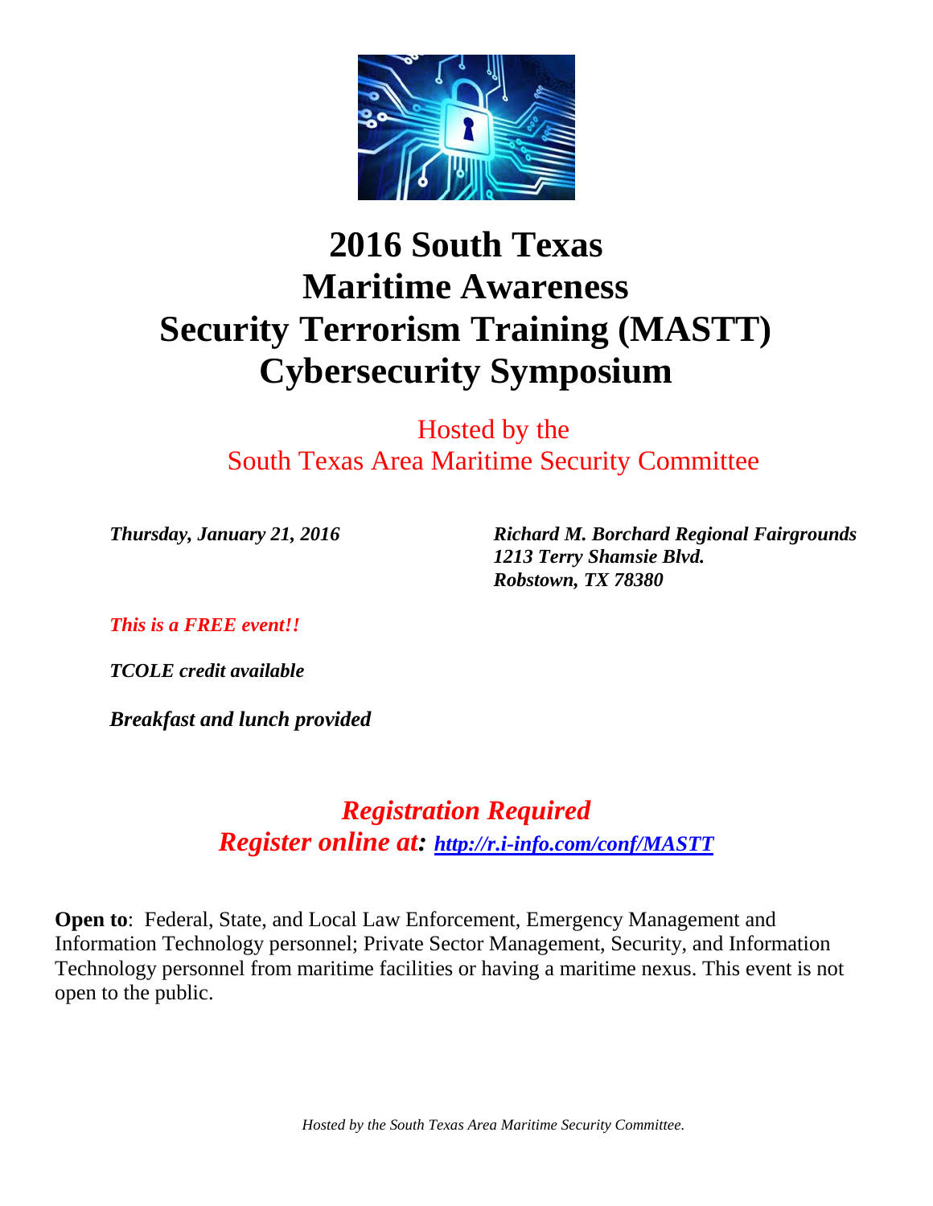# 2016 South Texas Maritime Awareness Security Terrorism Training (MASTT) Cybersecurity Symposium

Hosted by the
South Texas Area Maritime Security Committee

***Thursday, January 21, 2016***

***Richard M. Borchard Regional Fairgrounds***
***1213 Terry Shamsie Blvd.***
***Robstown, TX 78380***

***This is a FREE event!!***

***TCOLE credit available***

***Breakfast and lunch provided***

## *Registration Required*

## *Register online at: [http://r.i-info.com/conf/MASTT](http://r.i-info.com/conf/MASTT)*

**Open to**: Federal, State, and Local Law Enforcement, Emergency Management and Information Technology personnel; Private Sector Management, Security, and Information Technology personnel from maritime facilities or having a maritime nexus. This event is not open to the public.

*Hosted by the South Texas Area Maritime Security Committee.*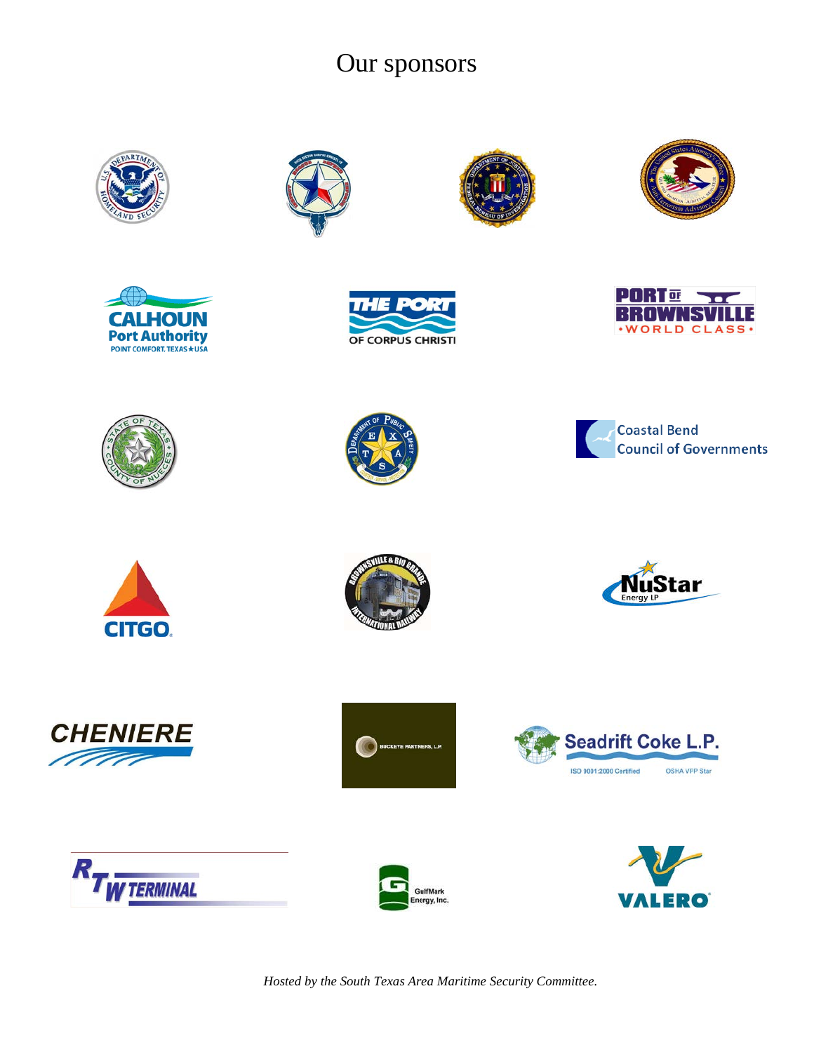# Our sponsors

*Hosted by the South Texas Area Maritime Security Committee.*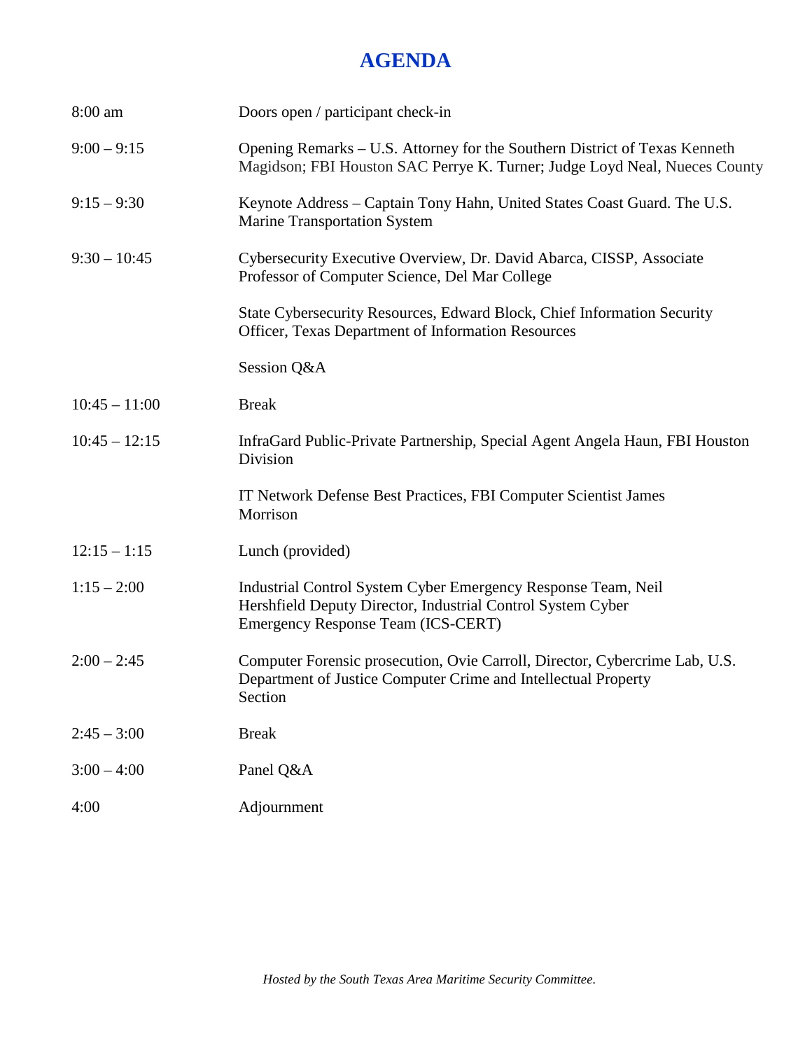# AGENDA

| | |
|---|---|
| 8:00 am | Doors open / participant check-in |
| 9:00 – 9:15 | Opening Remarks – U.S. Attorney for the Southern District of Texas Kenneth Magidson; FBI Houston SAC Perrye K. Turner; Judge Loyd Neal, Nueces County |
| 9:15 – 9:30 | Keynote Address – Captain Tony Hahn, United States Coast Guard. The U.S. Marine Transportation System |
| 9:30 – 10:45 | Cybersecurity Executive Overview, Dr. David Abarca, CISSP, Associate Professor of Computer Science, Del Mar College |
| | State Cybersecurity Resources, Edward Block, Chief Information Security Officer, Texas Department of Information Resources |
| | Session Q&A |
| 10:45 – 11:00 | Break |
| 10:45 – 12:15 | InfraGard Public-Private Partnership, Special Agent Angela Haun, FBI Houston Division |
| | IT Network Defense Best Practices, FBI Computer Scientist James Morrison |
| 12:15 – 1:15 | Lunch (provided) |
| 1:15 – 2:00 | Industrial Control System Cyber Emergency Response Team, Neil Hershfield Deputy Director, Industrial Control System Cyber Emergency Response Team (ICS-CERT) |
| 2:00 – 2:45 | Computer Forensic prosecution, Ovie Carroll, Director, Cybercrime Lab, U.S. Department of Justice Computer Crime and Intellectual Property Section |
| 2:45 – 3:00 | Break |
| 3:00 – 4:00 | Panel Q&A |
| 4:00 | Adjournment |

*Hosted by the South Texas Area Maritime Security Committee.*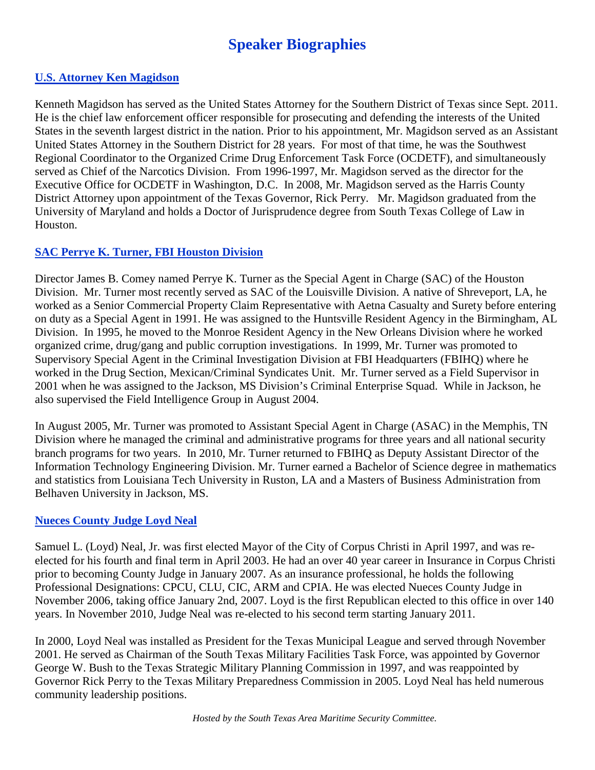# Speaker Biographies

## U.S. Attorney Ken Magidson

Kenneth Magidson has served as the United States Attorney for the Southern District of Texas since Sept. 2011. He is the chief law enforcement officer responsible for prosecuting and defending the interests of the United States in the seventh largest district in the nation. Prior to his appointment, Mr. Magidson served as an Assistant United States Attorney in the Southern District for 28 years. For most of that time, he was the Southwest Regional Coordinator to the Organized Crime Drug Enforcement Task Force (OCDETF), and simultaneously served as Chief of the Narcotics Division. From 1996-1997, Mr. Magidson served as the director for the Executive Office for OCDETF in Washington, D.C. In 2008, Mr. Magidson served as the Harris County District Attorney upon appointment of the Texas Governor, Rick Perry. Mr. Magidson graduated from the University of Maryland and holds a Doctor of Jurisprudence degree from South Texas College of Law in Houston.

## SAC Perrye K. Turner, FBI Houston Division

Director James B. Comey named Perrye K. Turner as the Special Agent in Charge (SAC) of the Houston Division. Mr. Turner most recently served as SAC of the Louisville Division. A native of Shreveport, LA, he worked as a Senior Commercial Property Claim Representative with Aetna Casualty and Surety before entering on duty as a Special Agent in 1991. He was assigned to the Huntsville Resident Agency in the Birmingham, AL Division. In 1995, he moved to the Monroe Resident Agency in the New Orleans Division where he worked organized crime, drug/gang and public corruption investigations. In 1999, Mr. Turner was promoted to Supervisory Special Agent in the Criminal Investigation Division at FBI Headquarters (FBIHQ) where he worked in the Drug Section, Mexican/Criminal Syndicates Unit. Mr. Turner served as a Field Supervisor in 2001 when he was assigned to the Jackson, MS Division's Criminal Enterprise Squad. While in Jackson, he also supervised the Field Intelligence Group in August 2004.

In August 2005, Mr. Turner was promoted to Assistant Special Agent in Charge (ASAC) in the Memphis, TN Division where he managed the criminal and administrative programs for three years and all national security branch programs for two years. In 2010, Mr. Turner returned to FBIHQ as Deputy Assistant Director of the Information Technology Engineering Division. Mr. Turner earned a Bachelor of Science degree in mathematics and statistics from Louisiana Tech University in Ruston, LA and a Masters of Business Administration from Belhaven University in Jackson, MS.

## Nueces County Judge Loyd Neal

Samuel L. (Loyd) Neal, Jr. was first elected Mayor of the City of Corpus Christi in April 1997, and was re-elected for his fourth and final term in April 2003. He had an over 40 year career in Insurance in Corpus Christi prior to becoming County Judge in January 2007. As an insurance professional, he holds the following Professional Designations: CPCU, CLU, CIC, ARM and CPIA. He was elected Nueces County Judge in November 2006, taking office January 2nd, 2007. Loyd is the first Republican elected to this office in over 140 years. In November 2010, Judge Neal was re-elected to his second term starting January 2011.

In 2000, Loyd Neal was installed as President for the Texas Municipal League and served through November 2001. He served as Chairman of the South Texas Military Facilities Task Force, was appointed by Governor George W. Bush to the Texas Strategic Military Planning Commission in 1997, and was reappointed by Governor Rick Perry to the Texas Military Preparedness Commission in 2005. Loyd Neal has held numerous community leadership positions.

*Hosted by the South Texas Area Maritime Security Committee.*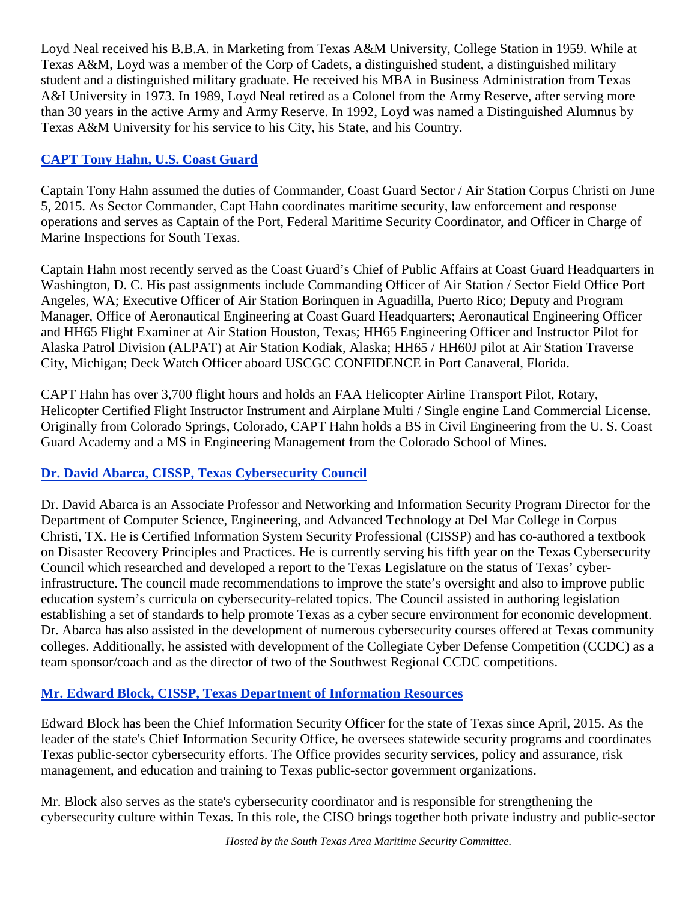Loyd Neal received his B.B.A. in Marketing from Texas A&M University, College Station in 1959. While at Texas A&M, Loyd was a member of the Corp of Cadets, a distinguished student, a distinguished military student and a distinguished military graduate. He received his MBA in Business Administration from Texas A&I University in 1973. In 1989, Loyd Neal retired as a Colonel from the Army Reserve, after serving more than 30 years in the active Army and Army Reserve. In 1992, Loyd was named a Distinguished Alumnus by Texas A&M University for his service to his City, his State, and his Country.

### CAPT Tony Hahn, U.S. Coast Guard

Captain Tony Hahn assumed the duties of Commander, Coast Guard Sector / Air Station Corpus Christi on June 5, 2015. As Sector Commander, Capt Hahn coordinates maritime security, law enforcement and response operations and serves as Captain of the Port, Federal Maritime Security Coordinator, and Officer in Charge of Marine Inspections for South Texas.

Captain Hahn most recently served as the Coast Guard's Chief of Public Affairs at Coast Guard Headquarters in Washington, D. C. His past assignments include Commanding Officer of Air Station / Sector Field Office Port Angeles, WA; Executive Officer of Air Station Borinquen in Aguadilla, Puerto Rico; Deputy and Program Manager, Office of Aeronautical Engineering at Coast Guard Headquarters; Aeronautical Engineering Officer and HH65 Flight Examiner at Air Station Houston, Texas; HH65 Engineering Officer and Instructor Pilot for Alaska Patrol Division (ALPAT) at Air Station Kodiak, Alaska; HH65 / HH60J pilot at Air Station Traverse City, Michigan; Deck Watch Officer aboard USCGC CONFIDENCE in Port Canaveral, Florida.

CAPT Hahn has over 3,700 flight hours and holds an FAA Helicopter Airline Transport Pilot, Rotary, Helicopter Certified Flight Instructor Instrument and Airplane Multi / Single engine Land Commercial License. Originally from Colorado Springs, Colorado, CAPT Hahn holds a BS in Civil Engineering from the U. S. Coast Guard Academy and a MS in Engineering Management from the Colorado School of Mines.

### Dr. David Abarca, CISSP, Texas Cybersecurity Council

Dr. David Abarca is an Associate Professor and Networking and Information Security Program Director for the Department of Computer Science, Engineering, and Advanced Technology at Del Mar College in Corpus Christi, TX. He is Certified Information System Security Professional (CISSP) and has co-authored a textbook on Disaster Recovery Principles and Practices. He is currently serving his fifth year on the Texas Cybersecurity Council which researched and developed a report to the Texas Legislature on the status of Texas' cyber-infrastructure. The council made recommendations to improve the state's oversight and also to improve public education system's curricula on cybersecurity-related topics. The Council assisted in authoring legislation establishing a set of standards to help promote Texas as a cyber secure environment for economic development. Dr. Abarca has also assisted in the development of numerous cybersecurity courses offered at Texas community colleges. Additionally, he assisted with development of the Collegiate Cyber Defense Competition (CCDC) as a team sponsor/coach and as the director of two of the Southwest Regional CCDC competitions.

### Mr. Edward Block, CISSP, Texas Department of Information Resources

Edward Block has been the Chief Information Security Officer for the state of Texas since April, 2015. As the leader of the state's Chief Information Security Office, he oversees statewide security programs and coordinates Texas public-sector cybersecurity efforts. The Office provides security services, policy and assurance, risk management, and education and training to Texas public-sector government organizations.

Mr. Block also serves as the state's cybersecurity coordinator and is responsible for strengthening the cybersecurity culture within Texas. In this role, the CISO brings together both private industry and public-sector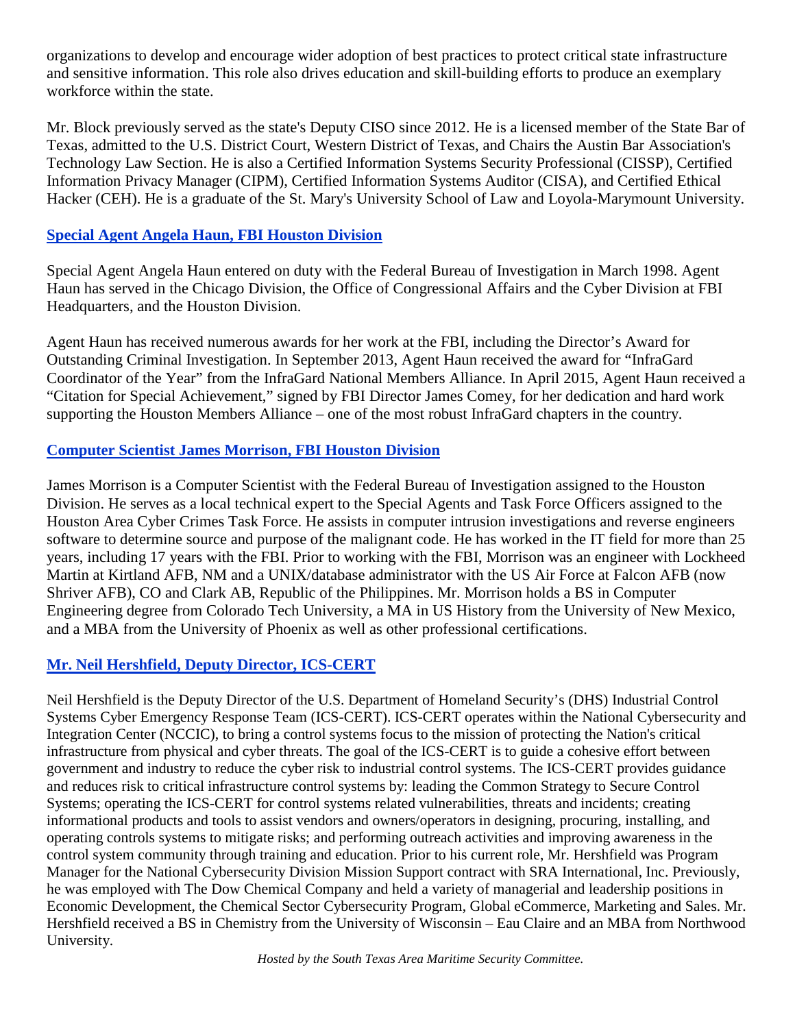organizations to develop and encourage wider adoption of best practices to protect critical state infrastructure and sensitive information. This role also drives education and skill-building efforts to produce an exemplary workforce within the state.

Mr. Block previously served as the state's Deputy CISO since 2012. He is a licensed member of the State Bar of Texas, admitted to the U.S. District Court, Western District of Texas, and Chairs the Austin Bar Association's Technology Law Section. He is also a Certified Information Systems Security Professional (CISSP), Certified Information Privacy Manager (CIPM), Certified Information Systems Auditor (CISA), and Certified Ethical Hacker (CEH). He is a graduate of the St. Mary's University School of Law and Loyola-Marymount University.

### Special Agent Angela Haun, FBI Houston Division

Special Agent Angela Haun entered on duty with the Federal Bureau of Investigation in March 1998. Agent Haun has served in the Chicago Division, the Office of Congressional Affairs and the Cyber Division at FBI Headquarters, and the Houston Division.

Agent Haun has received numerous awards for her work at the FBI, including the Director's Award for Outstanding Criminal Investigation. In September 2013, Agent Haun received the award for "InfraGard Coordinator of the Year" from the InfraGard National Members Alliance. In April 2015, Agent Haun received a "Citation for Special Achievement," signed by FBI Director James Comey, for her dedication and hard work supporting the Houston Members Alliance – one of the most robust InfraGard chapters in the country.

### Computer Scientist James Morrison, FBI Houston Division

James Morrison is a Computer Scientist with the Federal Bureau of Investigation assigned to the Houston Division. He serves as a local technical expert to the Special Agents and Task Force Officers assigned to the Houston Area Cyber Crimes Task Force. He assists in computer intrusion investigations and reverse engineers software to determine source and purpose of the malignant code. He has worked in the IT field for more than 25 years, including 17 years with the FBI. Prior to working with the FBI, Morrison was an engineer with Lockheed Martin at Kirtland AFB, NM and a UNIX/database administrator with the US Air Force at Falcon AFB (now Shriver AFB), CO and Clark AB, Republic of the Philippines. Mr. Morrison holds a BS in Computer Engineering degree from Colorado Tech University, a MA in US History from the University of New Mexico, and a MBA from the University of Phoenix as well as other professional certifications.

### Mr. Neil Hershfield, Deputy Director, ICS-CERT

Neil Hershfield is the Deputy Director of the U.S. Department of Homeland Security's (DHS) Industrial Control Systems Cyber Emergency Response Team (ICS-CERT). ICS-CERT operates within the National Cybersecurity and Integration Center (NCCIC), to bring a control systems focus to the mission of protecting the Nation's critical infrastructure from physical and cyber threats. The goal of the ICS-CERT is to guide a cohesive effort between government and industry to reduce the cyber risk to industrial control systems. The ICS-CERT provides guidance and reduces risk to critical infrastructure control systems by: leading the Common Strategy to Secure Control Systems; operating the ICS-CERT for control systems related vulnerabilities, threats and incidents; creating informational products and tools to assist vendors and owners/operators in designing, procuring, installing, and operating controls systems to mitigate risks; and performing outreach activities and improving awareness in the control system community through training and education. Prior to his current role, Mr. Hershfield was Program Manager for the National Cybersecurity Division Mission Support contract with SRA International, Inc. Previously, he was employed with The Dow Chemical Company and held a variety of managerial and leadership positions in Economic Development, the Chemical Sector Cybersecurity Program, Global eCommerce, Marketing and Sales. Mr. Hershfield received a BS in Chemistry from the University of Wisconsin – Eau Claire and an MBA from Northwood University.

*Hosted by the South Texas Area Maritime Security Committee.*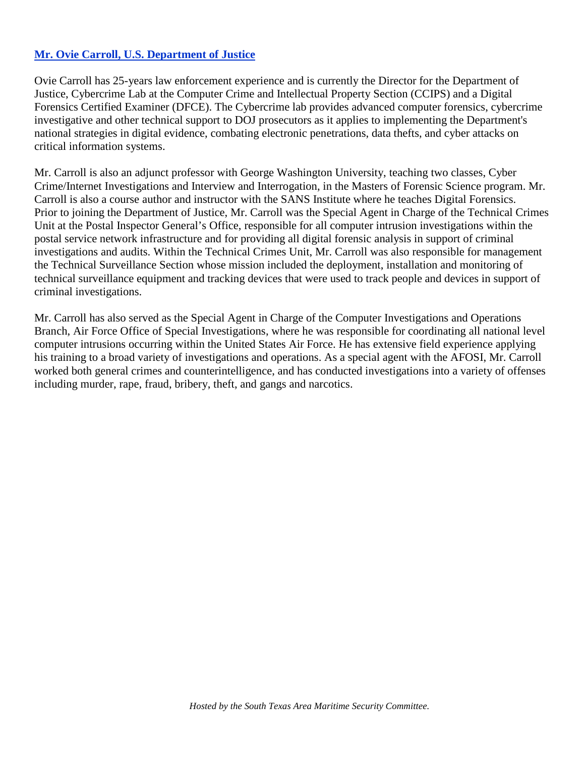**Mr. Ovie Carroll, U.S. Department of Justice**

Ovie Carroll has 25-years law enforcement experience and is currently the Director for the Department of Justice, Cybercrime Lab at the Computer Crime and Intellectual Property Section (CCIPS) and a Digital Forensics Certified Examiner (DFCE). The Cybercrime lab provides advanced computer forensics, cybercrime investigative and other technical support to DOJ prosecutors as it applies to implementing the Department's national strategies in digital evidence, combating electronic penetrations, data thefts, and cyber attacks on critical information systems.

Mr. Carroll is also an adjunct professor with George Washington University, teaching two classes, Cyber Crime/Internet Investigations and Interview and Interrogation, in the Masters of Forensic Science program. Mr. Carroll is also a course author and instructor with the SANS Institute where he teaches Digital Forensics. Prior to joining the Department of Justice, Mr. Carroll was the Special Agent in Charge of the Technical Crimes Unit at the Postal Inspector General's Office, responsible for all computer intrusion investigations within the postal service network infrastructure and for providing all digital forensic analysis in support of criminal investigations and audits. Within the Technical Crimes Unit, Mr. Carroll was also responsible for management the Technical Surveillance Section whose mission included the deployment, installation and monitoring of technical surveillance equipment and tracking devices that were used to track people and devices in support of criminal investigations.

Mr. Carroll has also served as the Special Agent in Charge of the Computer Investigations and Operations Branch, Air Force Office of Special Investigations, where he was responsible for coordinating all national level computer intrusions occurring within the United States Air Force. He has extensive field experience applying his training to a broad variety of investigations and operations. As a special agent with the AFOSI, Mr. Carroll worked both general crimes and counterintelligence, and has conducted investigations into a variety of offenses including murder, rape, fraud, bribery, theft, and gangs and narcotics.

*Hosted by the South Texas Area Maritime Security Committee.*